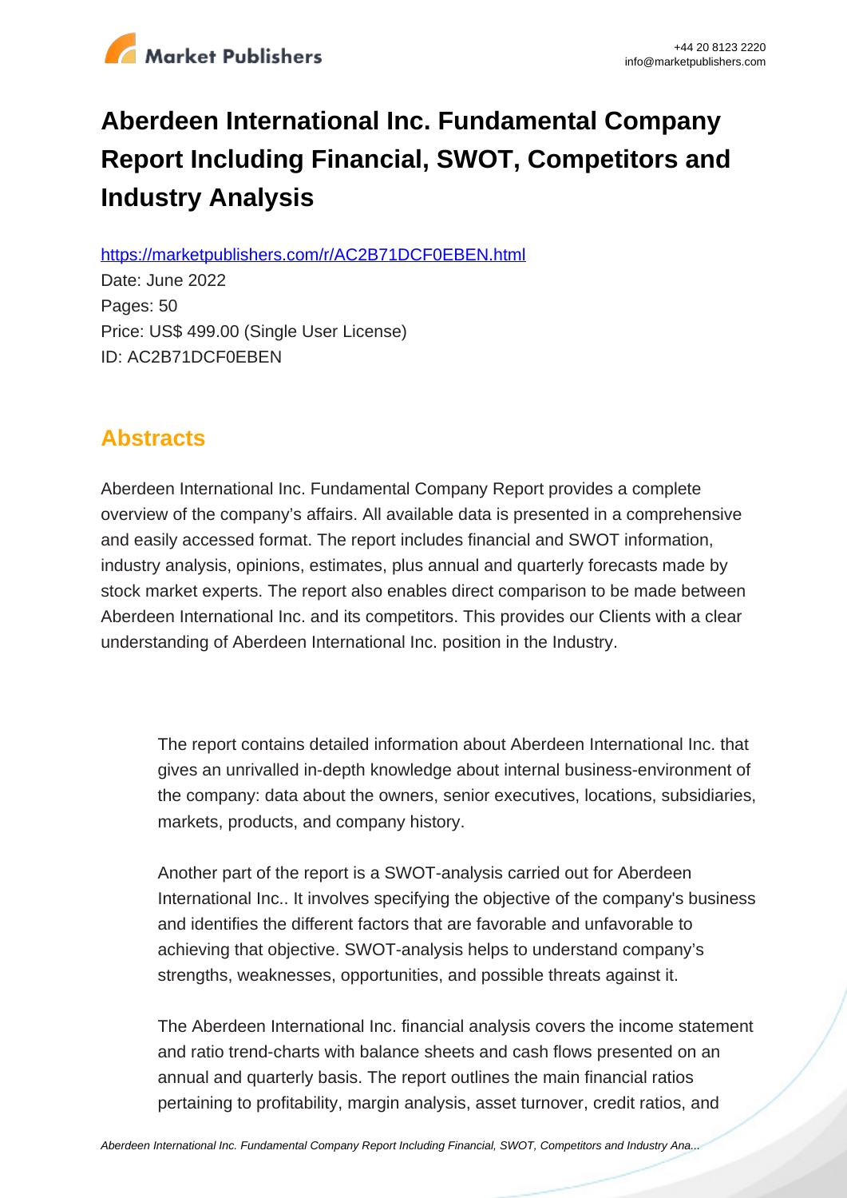# Aberdeen International Inc. Fundamental Company Report Including Financial, SWOT, Competitors and Industry Analysis

https://marketpublishers.com/r/AC2B71DCF0EBEN.html

Date: June 2022

Pages: 50

Price: US$ 499.00 (Single User License)

ID: AC2B71DCF0EBEN

## Abstracts

Aberdeen International Inc. Fundamental Company Report provides a complete overview of the company's affairs. All available data is presented in a comprehensive and easily accessed format. The report includes financial and SWOT information, industry analysis, opinions, estimates, plus annual and quarterly forecasts made by stock market experts. The report also enables direct comparison to be made between Aberdeen International Inc. and its competitors. This provides our Clients with a clear understanding of Aberdeen International Inc. position in the Industry.

> The report contains detailed information about Aberdeen International Inc. that gives an unrivalled in-depth knowledge about internal business-environment of the company: data about the owners, senior executives, locations, subsidiaries, markets, products, and company history.
>
> Another part of the report is a SWOT-analysis carried out for Aberdeen International Inc.. It involves specifying the objective of the company's business and identifies the different factors that are favorable and unfavorable to achieving that objective. SWOT-analysis helps to understand company's strengths, weaknesses, opportunities, and possible threats against it.
>
> The Aberdeen International Inc. financial analysis covers the income statement and ratio trend-charts with balance sheets and cash flows presented on an annual and quarterly basis. The report outlines the main financial ratios pertaining to profitability, margin analysis, asset turnover, credit ratios, and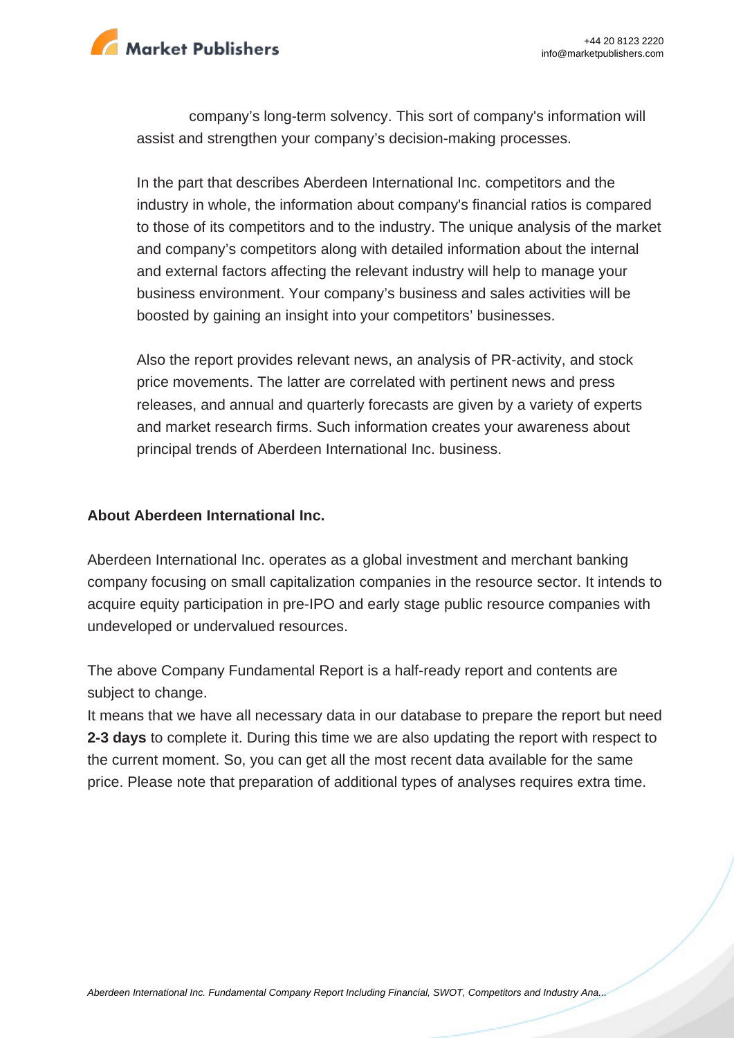company's long-term solvency. This sort of company's information will assist and strengthen your company's decision-making processes.

In the part that describes Aberdeen International Inc. competitors and the industry in whole, the information about company's financial ratios is compared to those of its competitors and to the industry. The unique analysis of the market and company's competitors along with detailed information about the internal and external factors affecting the relevant industry will help to manage your business environment. Your company's business and sales activities will be boosted by gaining an insight into your competitors' businesses.

Also the report provides relevant news, an analysis of PR-activity, and stock price movements. The latter are correlated with pertinent news and press releases, and annual and quarterly forecasts are given by a variety of experts and market research firms. Such information creates your awareness about principal trends of Aberdeen International Inc. business.

**About Aberdeen International Inc.**

Aberdeen International Inc. operates as a global investment and merchant banking company focusing on small capitalization companies in the resource sector. It intends to acquire equity participation in pre-IPO and early stage public resource companies with undeveloped or undervalued resources.

The above Company Fundamental Report is a half-ready report and contents are subject to change.
It means that we have all necessary data in our database to prepare the report but need **2-3 days** to complete it. During this time we are also updating the report with respect to the current moment. So, you can get all the most recent data available for the same price. Please note that preparation of additional types of analyses requires extra time.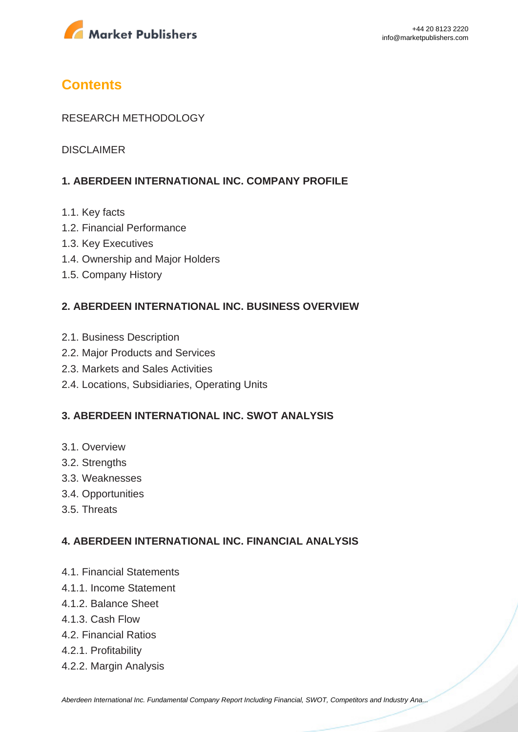## Contents

RESEARCH METHODOLOGY

DISCLAIMER

### 1. ABERDEEN INTERNATIONAL INC. COMPANY PROFILE

1.1. Key facts
1.2. Financial Performance
1.3. Key Executives
1.4. Ownership and Major Holders
1.5. Company History

### 2. ABERDEEN INTERNATIONAL INC. BUSINESS OVERVIEW

2.1. Business Description
2.2. Major Products and Services
2.3. Markets and Sales Activities
2.4. Locations, Subsidiaries, Operating Units

### 3. ABERDEEN INTERNATIONAL INC. SWOT ANALYSIS

3.1. Overview
3.2. Strengths
3.3. Weaknesses
3.4. Opportunities
3.5. Threats

### 4. ABERDEEN INTERNATIONAL INC. FINANCIAL ANALYSIS

4.1. Financial Statements
4.1.1. Income Statement
4.1.2. Balance Sheet
4.1.3. Cash Flow
4.2. Financial Ratios
4.2.1. Profitability
4.2.2. Margin Analysis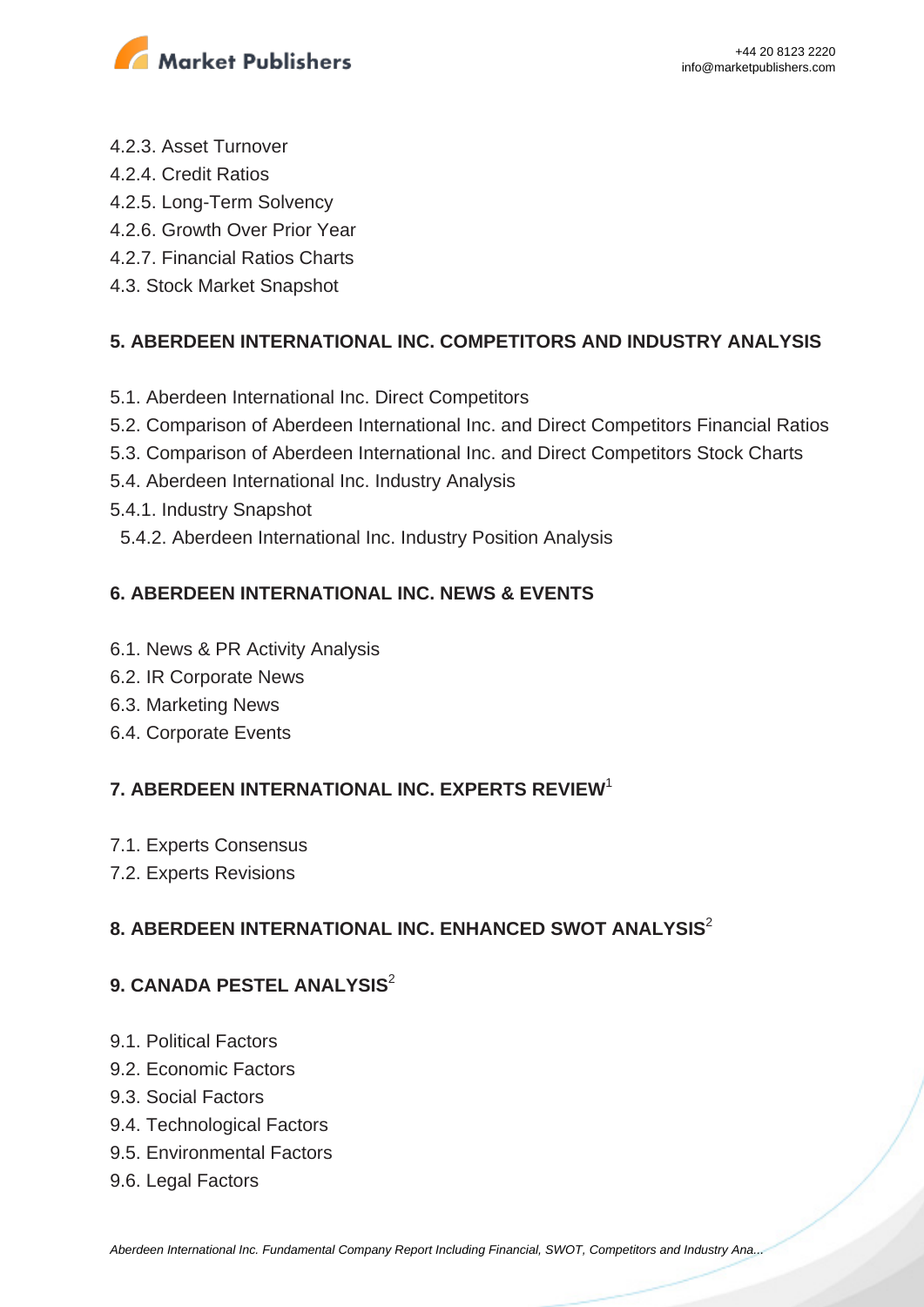4.2.3. Asset Turnover
4.2.4. Credit Ratios
4.2.5. Long-Term Solvency
4.2.6. Growth Over Prior Year
4.2.7. Financial Ratios Charts
4.3. Stock Market Snapshot

## 5. ABERDEEN INTERNATIONAL INC. COMPETITORS AND INDUSTRY ANALYSIS

5.1. Aberdeen International Inc. Direct Competitors
5.2. Comparison of Aberdeen International Inc. and Direct Competitors Financial Ratios
5.3. Comparison of Aberdeen International Inc. and Direct Competitors Stock Charts
5.4. Aberdeen International Inc. Industry Analysis
5.4.1. Industry Snapshot
5.4.2. Aberdeen International Inc. Industry Position Analysis

## 6. ABERDEEN INTERNATIONAL INC. NEWS & EVENTS

6.1. News & PR Activity Analysis
6.2. IR Corporate News
6.3. Marketing News
6.4. Corporate Events

## 7. ABERDEEN INTERNATIONAL INC. EXPERTS REVIEW[1]

7.1. Experts Consensus
7.2. Experts Revisions

## 8. ABERDEEN INTERNATIONAL INC. ENHANCED SWOT ANALYSIS[2]

## 9. CANADA PESTEL ANALYSIS[2]

9.1. Political Factors
9.2. Economic Factors
9.3. Social Factors
9.4. Technological Factors
9.5. Environmental Factors
9.6. Legal Factors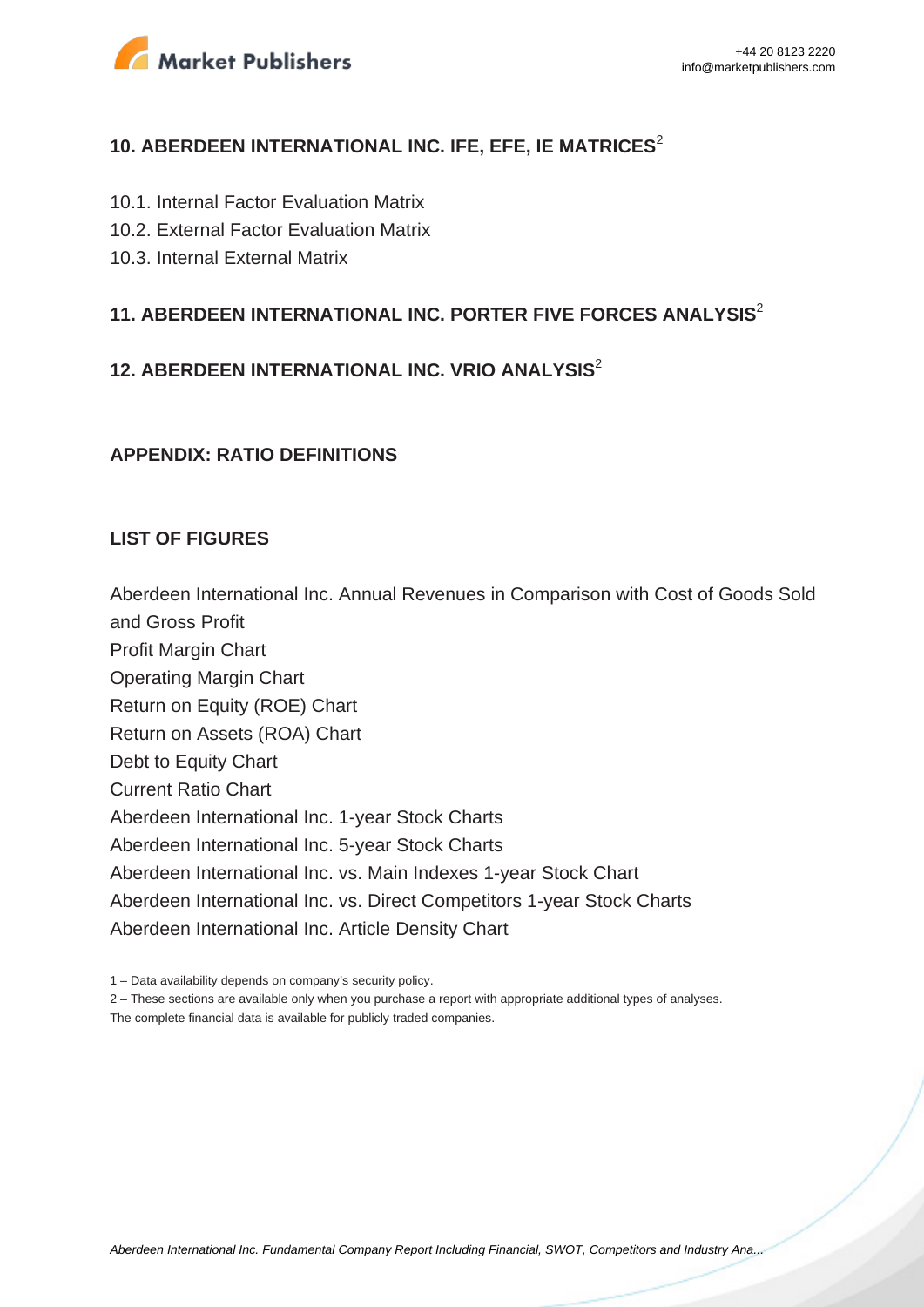## 10. ABERDEEN INTERNATIONAL INC. IFE, EFE, IE MATRICES[2]

10.1. Internal Factor Evaluation Matrix
10.2. External Factor Evaluation Matrix
10.3. Internal External Matrix

## 11. ABERDEEN INTERNATIONAL INC. PORTER FIVE FORCES ANALYSIS[2]

## 12. ABERDEEN INTERNATIONAL INC. VRIO ANALYSIS[2]

## APPENDIX: RATIO DEFINITIONS

## LIST OF FIGURES

Aberdeen International Inc. Annual Revenues in Comparison with Cost of Goods Sold and Gross Profit
Profit Margin Chart
Operating Margin Chart
Return on Equity (ROE) Chart
Return on Assets (ROA) Chart
Debt to Equity Chart
Current Ratio Chart
Aberdeen International Inc. 1-year Stock Charts
Aberdeen International Inc. 5-year Stock Charts
Aberdeen International Inc. vs. Main Indexes 1-year Stock Chart
Aberdeen International Inc. vs. Direct Competitors 1-year Stock Charts
Aberdeen International Inc. Article Density Chart

1 – Data availability depends on company's security policy.
2 – These sections are available only when you purchase a report with appropriate additional types of analyses.
The complete financial data is available for publicly traded companies.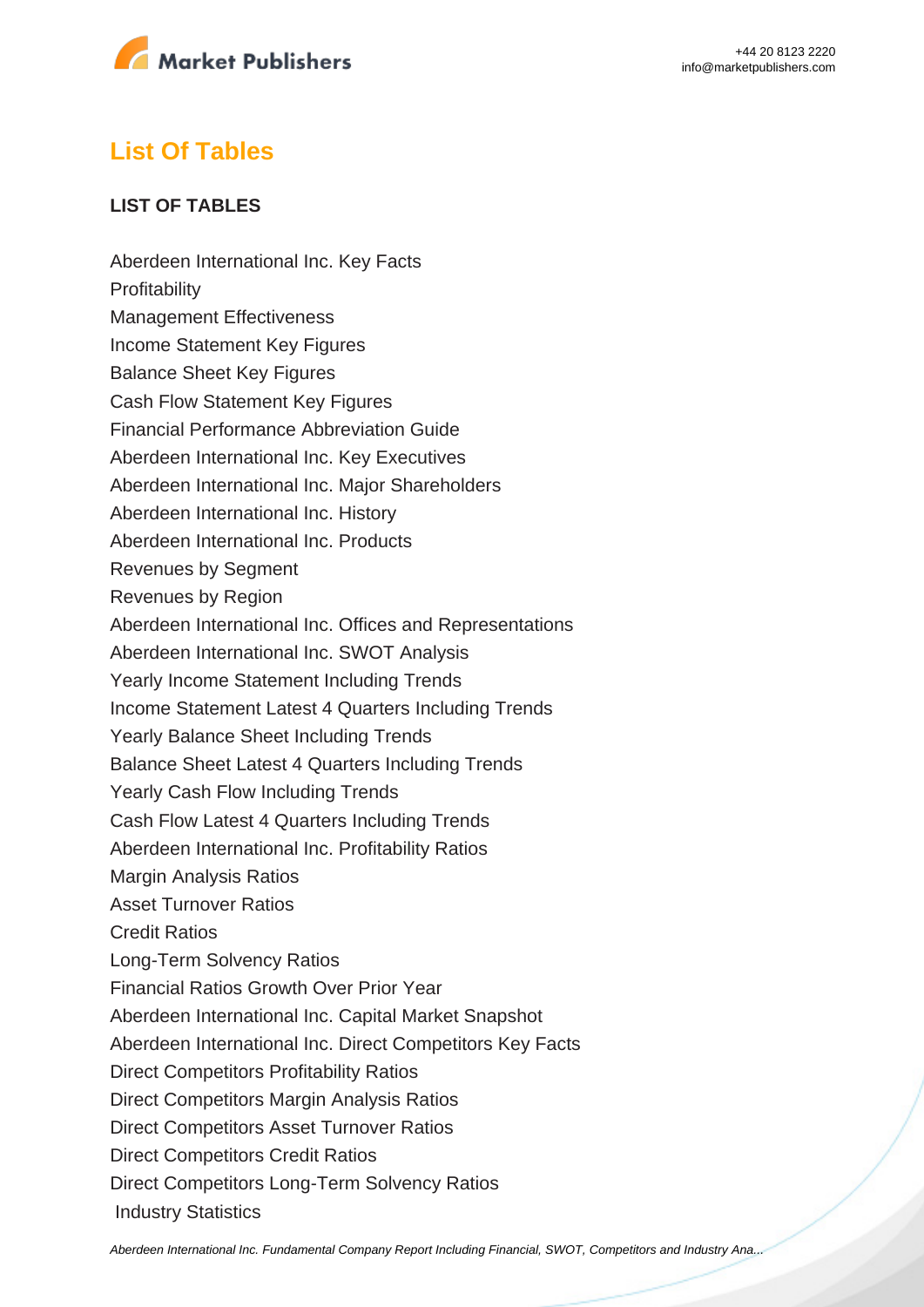## List Of Tables

**LIST OF TABLES**

Aberdeen International Inc. Key Facts
Profitability
Management Effectiveness
Income Statement Key Figures
Balance Sheet Key Figures
Cash Flow Statement Key Figures
Financial Performance Abbreviation Guide
Aberdeen International Inc. Key Executives
Aberdeen International Inc. Major Shareholders
Aberdeen International Inc. History
Aberdeen International Inc. Products
Revenues by Segment
Revenues by Region
Aberdeen International Inc. Offices and Representations
Aberdeen International Inc. SWOT Analysis
Yearly Income Statement Including Trends
Income Statement Latest 4 Quarters Including Trends
Yearly Balance Sheet Including Trends
Balance Sheet Latest 4 Quarters Including Trends
Yearly Cash Flow Including Trends
Cash Flow Latest 4 Quarters Including Trends
Aberdeen International Inc. Profitability Ratios
Margin Analysis Ratios
Asset Turnover Ratios
Credit Ratios
Long-Term Solvency Ratios
Financial Ratios Growth Over Prior Year
Aberdeen International Inc. Capital Market Snapshot
Aberdeen International Inc. Direct Competitors Key Facts
Direct Competitors Profitability Ratios
Direct Competitors Margin Analysis Ratios
Direct Competitors Asset Turnover Ratios
Direct Competitors Credit Ratios
Direct Competitors Long-Term Solvency Ratios
Industry Statistics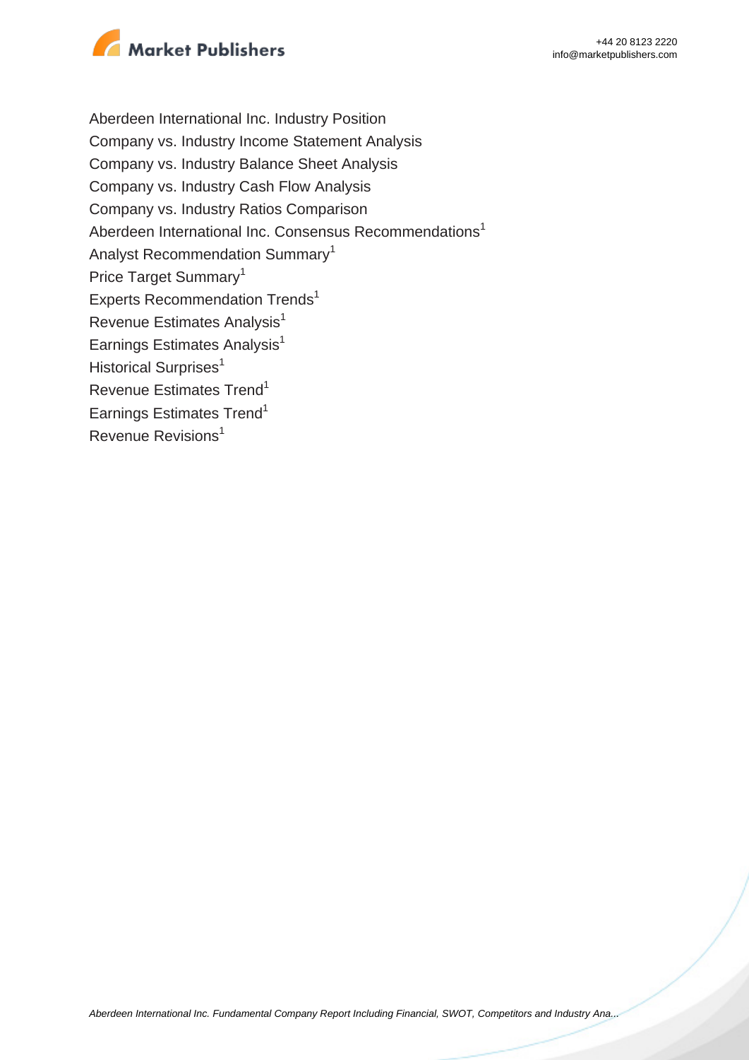Aberdeen International Inc. Industry Position
Company vs. Industry Income Statement Analysis
Company vs. Industry Balance Sheet Analysis
Company vs. Industry Cash Flow Analysis
Company vs. Industry Ratios Comparison
Aberdeen International Inc. Consensus Recommendations[1]
Analyst Recommendation Summary[1]
Price Target Summary[1]
Experts Recommendation Trends[1]
Revenue Estimates Analysis[1]
Earnings Estimates Analysis[1]
Historical Surprises[1]
Revenue Estimates Trend[1]
Earnings Estimates Trend[1]
Revenue Revisions[1]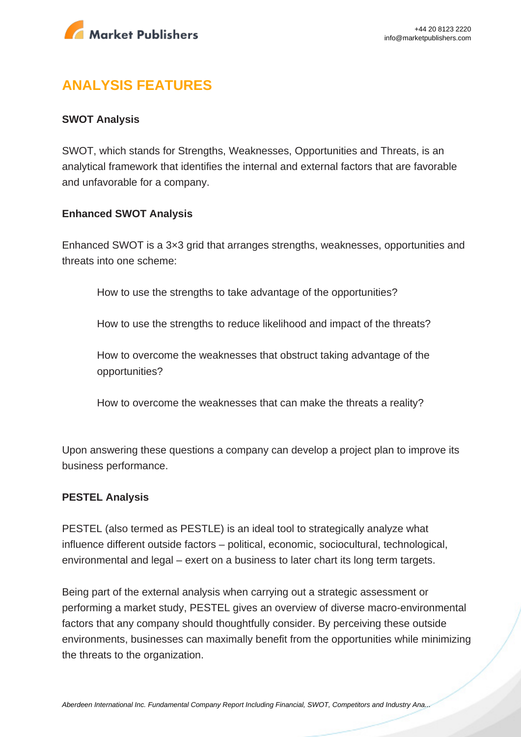## ANALYSIS FEATURES

**SWOT Analysis**

SWOT, which stands for Strengths, Weaknesses, Opportunities and Threats, is an analytical framework that identifies the internal and external factors that are favorable and unfavorable for a company.

**Enhanced SWOT Analysis**

Enhanced SWOT is a 3×3 grid that arranges strengths, weaknesses, opportunities and threats into one scheme:

> How to use the strengths to take advantage of the opportunities?
>
> How to use the strengths to reduce likelihood and impact of the threats?
>
> How to overcome the weaknesses that obstruct taking advantage of the opportunities?
>
> How to overcome the weaknesses that can make the threats a reality?

Upon answering these questions a company can develop a project plan to improve its business performance.

**PESTEL Analysis**

PESTEL (also termed as PESTLE) is an ideal tool to strategically analyze what influence different outside factors – political, economic, sociocultural, technological, environmental and legal – exert on a business to later chart its long term targets.

Being part of the external analysis when carrying out a strategic assessment or performing a market study, PESTEL gives an overview of diverse macro-environmental factors that any company should thoughtfully consider. By perceiving these outside environments, businesses can maximally benefit from the opportunities while minimizing the threats to the organization.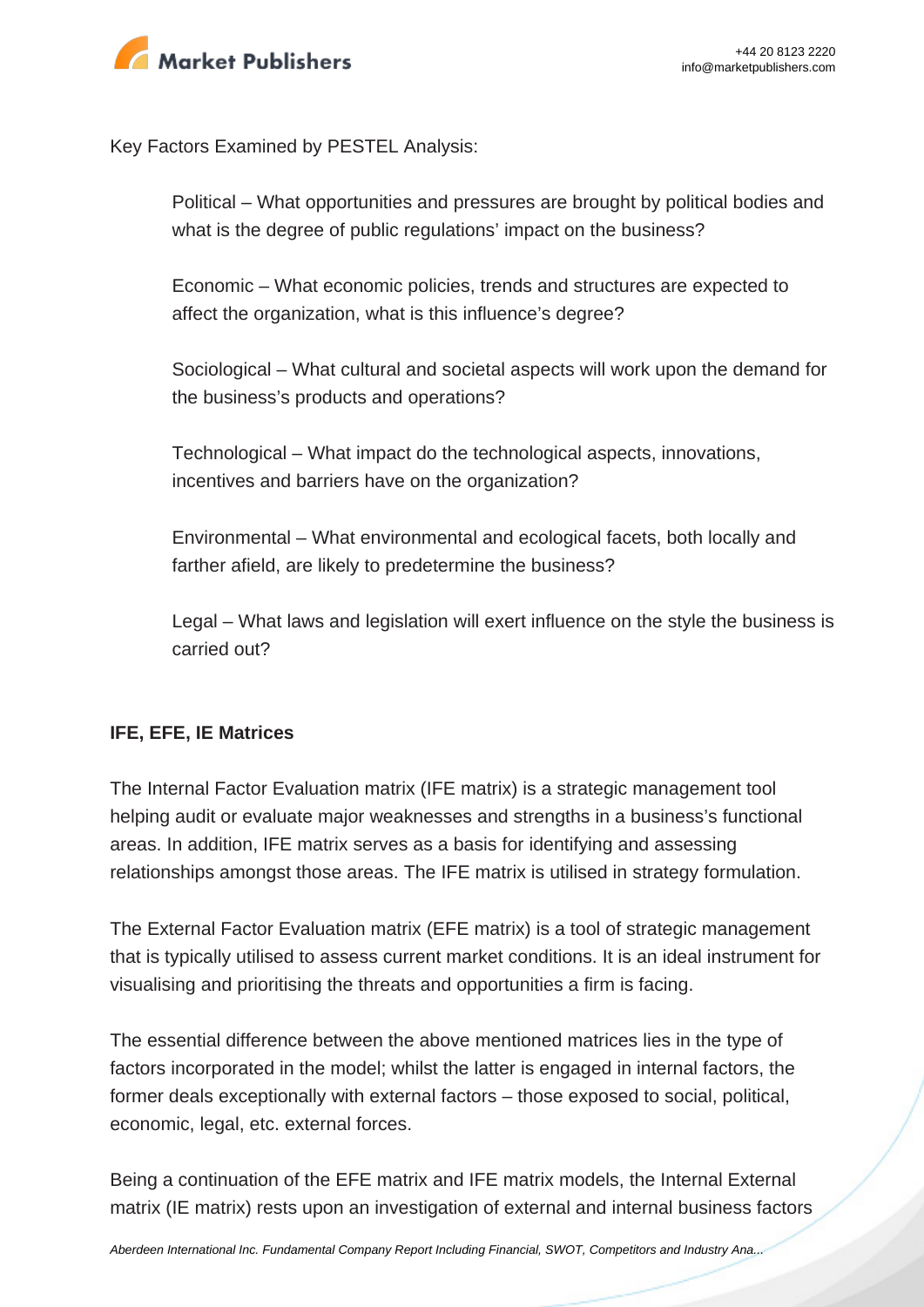Key Factors Examined by PESTEL Analysis:

> Political – What opportunities and pressures are brought by political bodies and what is the degree of public regulations' impact on the business?
>
> Economic – What economic policies, trends and structures are expected to affect the organization, what is this influence's degree?
>
> Sociological – What cultural and societal aspects will work upon the demand for the business's products and operations?
>
> Technological – What impact do the technological aspects, innovations, incentives and barriers have on the organization?
>
> Environmental – What environmental and ecological facets, both locally and farther afield, are likely to predetermine the business?
>
> Legal – What laws and legislation will exert influence on the style the business is carried out?

**IFE, EFE, IE Matrices**

The Internal Factor Evaluation matrix (IFE matrix) is a strategic management tool helping audit or evaluate major weaknesses and strengths in a business's functional areas. In addition, IFE matrix serves as a basis for identifying and assessing relationships amongst those areas. The IFE matrix is utilised in strategy formulation.

The External Factor Evaluation matrix (EFE matrix) is a tool of strategic management that is typically utilised to assess current market conditions. It is an ideal instrument for visualising and prioritising the threats and opportunities a firm is facing.

The essential difference between the above mentioned matrices lies in the type of factors incorporated in the model; whilst the latter is engaged in internal factors, the former deals exceptionally with external factors – those exposed to social, political, economic, legal, etc. external forces.

Being a continuation of the EFE matrix and IFE matrix models, the Internal External matrix (IE matrix) rests upon an investigation of external and internal business factors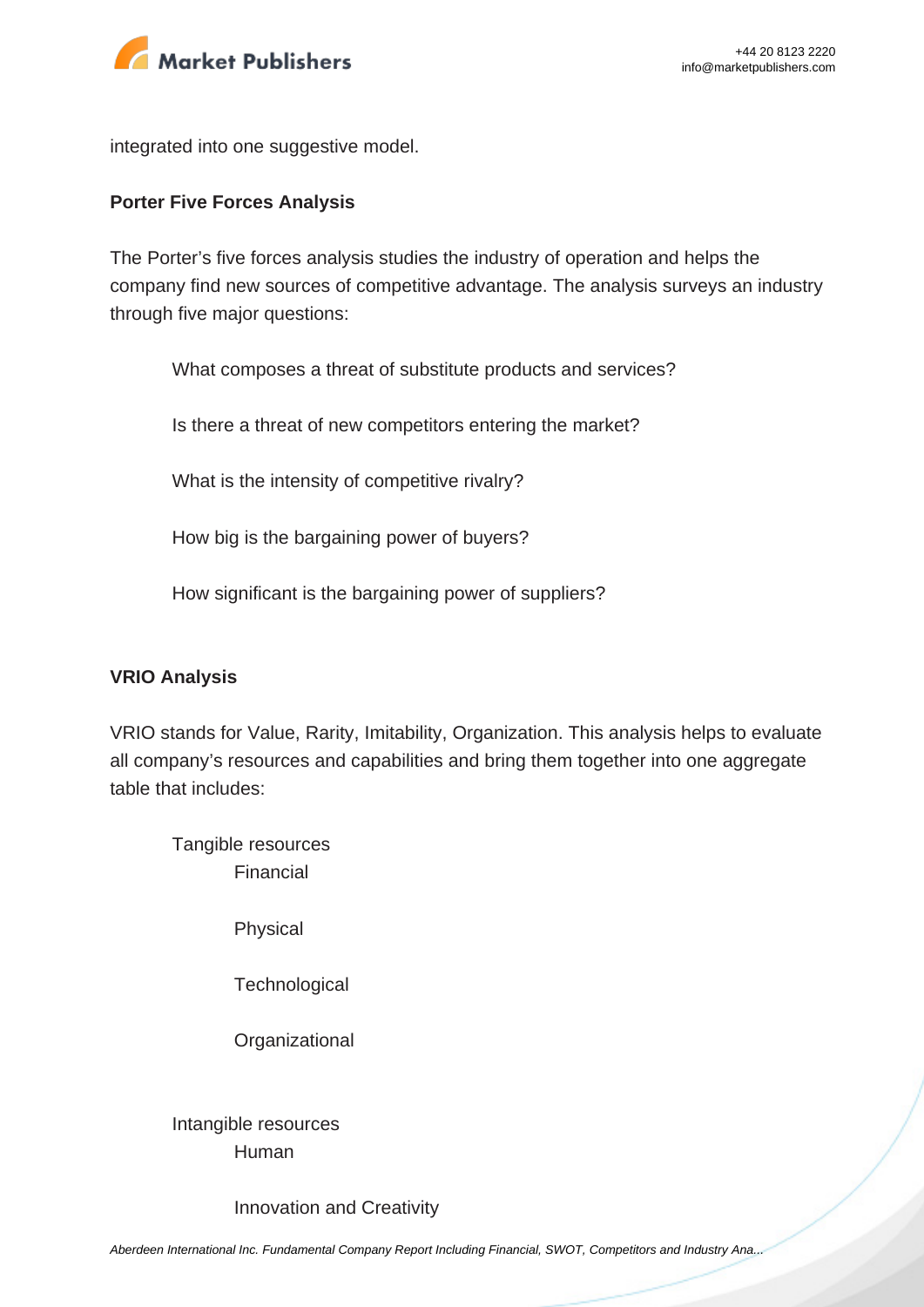integrated into one suggestive model.

**Porter Five Forces Analysis**

The Porter's five forces analysis studies the industry of operation and helps the company find new sources of competitive advantage. The analysis surveys an industry through five major questions:

- What composes a threat of substitute products and services?
- Is there a threat of new competitors entering the market?
- What is the intensity of competitive rivalry?
- How big is the bargaining power of buyers?
- How significant is the bargaining power of suppliers?

**VRIO Analysis**

VRIO stands for Value, Rarity, Imitability, Organization. This analysis helps to evaluate all company's resources and capabilities and bring them together into one aggregate table that includes:

- Tangible resources
  - Financial
  - Physical
  - Technological
  - Organizational
- Intangible resources
  - Human
  - Innovation and Creativity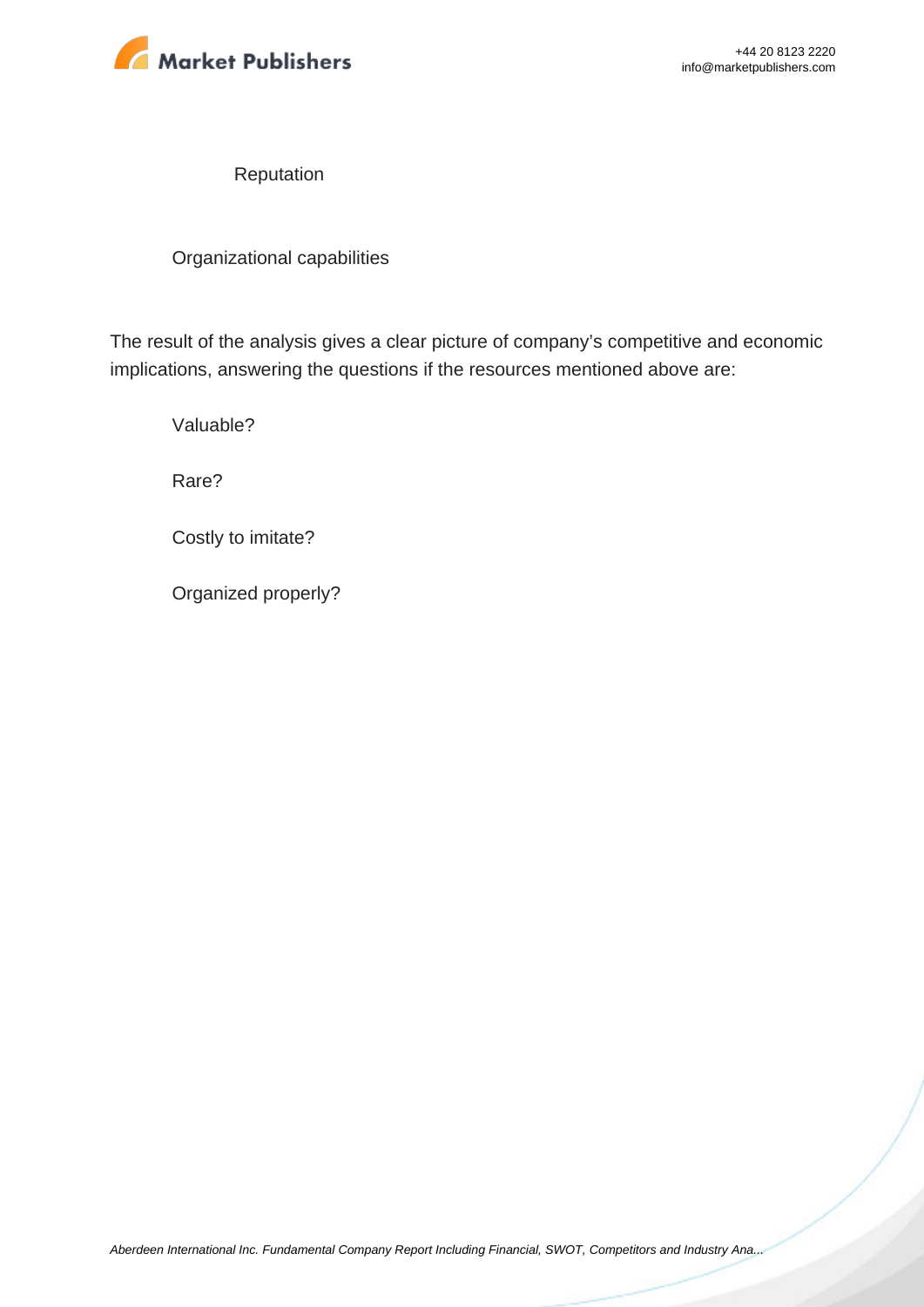Reputation

Organizational capabilities

The result of the analysis gives a clear picture of company's competitive and economic implications, answering the questions if the resources mentioned above are:

Valuable?

Rare?

Costly to imitate?

Organized properly?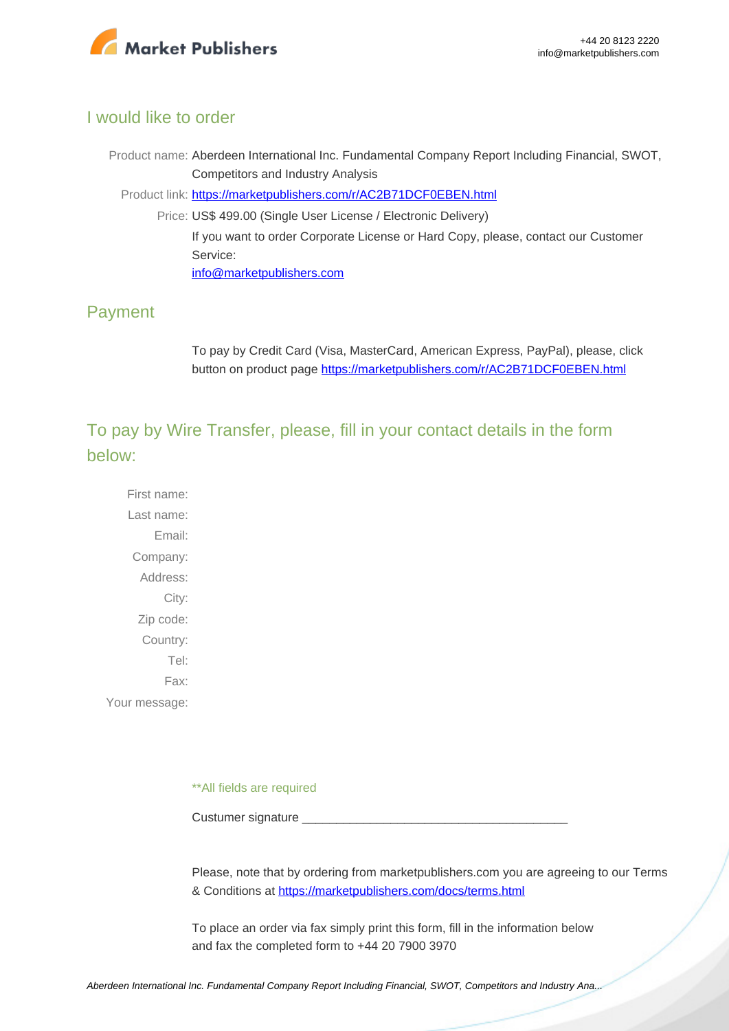## I would like to order

Product name: Aberdeen International Inc. Fundamental Company Report Including Financial, SWOT, Competitors and Industry Analysis

Product link: [https://marketpublishers.com/r/AC2B71DCF0EBEN.html](https://marketpublishers.com/r/AC2B71DCF0EBEN.html)

Price: US$ 499.00 (Single User License / Electronic Delivery)

If you want to order Corporate License or Hard Copy, please, contact our Customer Service:

[info@marketpublishers.com](mailto:info@marketpublishers.com)

## Payment

To pay by Credit Card (Visa, MasterCard, American Express, PayPal), please, click button on product page [https://marketpublishers.com/r/AC2B71DCF0EBEN.html](https://marketpublishers.com/r/AC2B71DCF0EBEN.html)

## To pay by Wire Transfer, please, fill in your contact details in the form below:

First name:

Last name:

Email:

Company:

Address:

City:

Zip code:

Country:

Tel:

Fax:

Your message:

**All fields are required

Custumer signature _______________________________________

Please, note that by ordering from marketpublishers.com you are agreeing to our Terms & Conditions at [https://marketpublishers.com/docs/terms.html](https://marketpublishers.com/docs/terms.html)

To place an order via fax simply print this form, fill in the information below and fax the completed form to +44 20 7900 3970